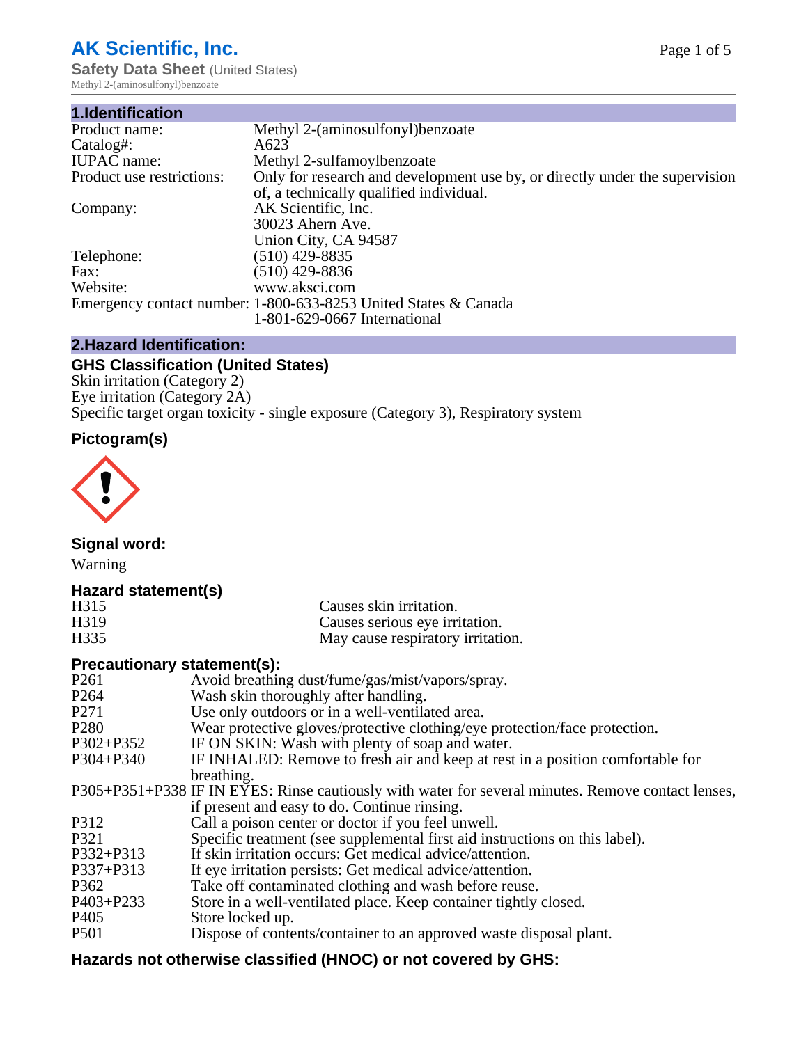# AK Scientific, Inc.

**Safety Data Sheet** (United States)

Methyl 2-(aminosulfonyl)benzoate

## 1.Identification

| | |
|---|---|
| Product name: | Methyl 2-(aminosulfonyl)benzoate |
| Catalog#: | A623 |
| IUPAC name: | Methyl 2-sulfamoylbenzoate |
| Product use restrictions: | Only for research and development use by, or directly under the supervision of, a technically qualified individual. |
| Company: | AK Scientific, Inc.<br>30023 Ahern Ave.<br>Union City, CA 94587 |
| Telephone: | (510) 429-8835 |
| Fax: | (510) 429-8836 |
| Website: | www.aksci.com |
| Emergency contact number: | 1-800-633-8253 United States & Canada<br>1-801-629-0667 International |

## 2.Hazard Identification:

### GHS Classification (United States)

Skin irritation (Category 2)
Eye irritation (Category 2A)
Specific target organ toxicity - single exposure (Category 3), Respiratory system

### Pictogram(s)

### Signal word:

Warning

### Hazard statement(s)

| | |
|---|---|
| H315 | Causes skin irritation. |
| H319 | Causes serious eye irritation. |
| H335 | May cause respiratory irritation. |

### Precautionary statement(s):

| | |
|---|---|
| P261 | Avoid breathing dust/fume/gas/mist/vapors/spray. |
| P264 | Wash skin thoroughly after handling. |
| P271 | Use only outdoors or in a well-ventilated area. |
| P280 | Wear protective gloves/protective clothing/eye protection/face protection. |
| P302+P352 | IF ON SKIN: Wash with plenty of soap and water. |
| P304+P340 | IF INHALED: Remove to fresh air and keep at rest in a position comfortable for breathing. |
| P305+P351+P338 | IF IN EYES: Rinse cautiously with water for several minutes. Remove contact lenses, if present and easy to do. Continue rinsing. |
| P312 | Call a poison center or doctor if you feel unwell. |
| P321 | Specific treatment (see supplemental first aid instructions on this label). |
| P332+P313 | If skin irritation occurs: Get medical advice/attention. |
| P337+P313 | If eye irritation persists: Get medical advice/attention. |
| P362 | Take off contaminated clothing and wash before reuse. |
| P403+P233 | Store in a well-ventilated place. Keep container tightly closed. |
| P405 | Store locked up. |
| P501 | Dispose of contents/container to an approved waste disposal plant. |

### Hazards not otherwise classified (HNOC) or not covered by GHS: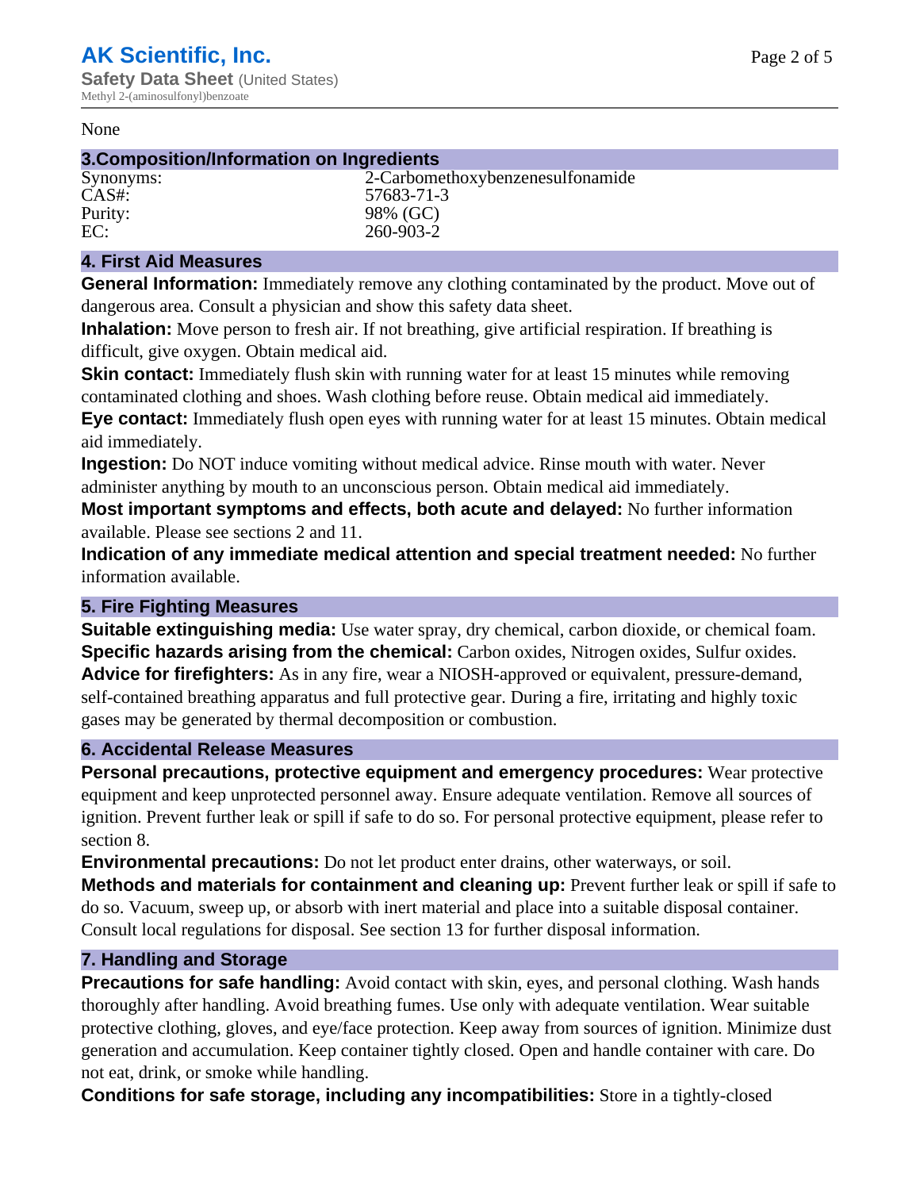None

## 3.Composition/Information on Ingredients

| | |
|---|---|
| Synonyms: | 2-Carbomethoxybenzenesulfonamide |
| CAS#: | 57683-71-3 |
| Purity: | 98% (GC) |
| EC: | 260-903-2 |

## 4. First Aid Measures

**General Information:** Immediately remove any clothing contaminated by the product. Move out of dangerous area. Consult a physician and show this safety data sheet.

**Inhalation:** Move person to fresh air. If not breathing, give artificial respiration. If breathing is difficult, give oxygen. Obtain medical aid.

**Skin contact:** Immediately flush skin with running water for at least 15 minutes while removing contaminated clothing and shoes. Wash clothing before reuse. Obtain medical aid immediately.

**Eye contact:** Immediately flush open eyes with running water for at least 15 minutes. Obtain medical aid immediately.

**Ingestion:** Do NOT induce vomiting without medical advice. Rinse mouth with water. Never administer anything by mouth to an unconscious person. Obtain medical aid immediately.

**Most important symptoms and effects, both acute and delayed:** No further information available. Please see sections 2 and 11.

**Indication of any immediate medical attention and special treatment needed:** No further information available.

## 5. Fire Fighting Measures

**Suitable extinguishing media:** Use water spray, dry chemical, carbon dioxide, or chemical foam.

**Specific hazards arising from the chemical:** Carbon oxides, Nitrogen oxides, Sulfur oxides.

**Advice for firefighters:** As in any fire, wear a NIOSH-approved or equivalent, pressure-demand, self-contained breathing apparatus and full protective gear. During a fire, irritating and highly toxic gases may be generated by thermal decomposition or combustion.

## 6. Accidental Release Measures

**Personal precautions, protective equipment and emergency procedures:** Wear protective equipment and keep unprotected personnel away. Ensure adequate ventilation. Remove all sources of ignition. Prevent further leak or spill if safe to do so. For personal protective equipment, please refer to section 8.

**Environmental precautions:** Do not let product enter drains, other waterways, or soil.

**Methods and materials for containment and cleaning up:** Prevent further leak or spill if safe to do so. Vacuum, sweep up, or absorb with inert material and place into a suitable disposal container. Consult local regulations for disposal. See section 13 for further disposal information.

## 7. Handling and Storage

**Precautions for safe handling:** Avoid contact with skin, eyes, and personal clothing. Wash hands thoroughly after handling. Avoid breathing fumes. Use only with adequate ventilation. Wear suitable protective clothing, gloves, and eye/face protection. Keep away from sources of ignition. Minimize dust generation and accumulation. Keep container tightly closed. Open and handle container with care. Do not eat, drink, or smoke while handling.

**Conditions for safe storage, including any incompatibilities:** Store in a tightly-closed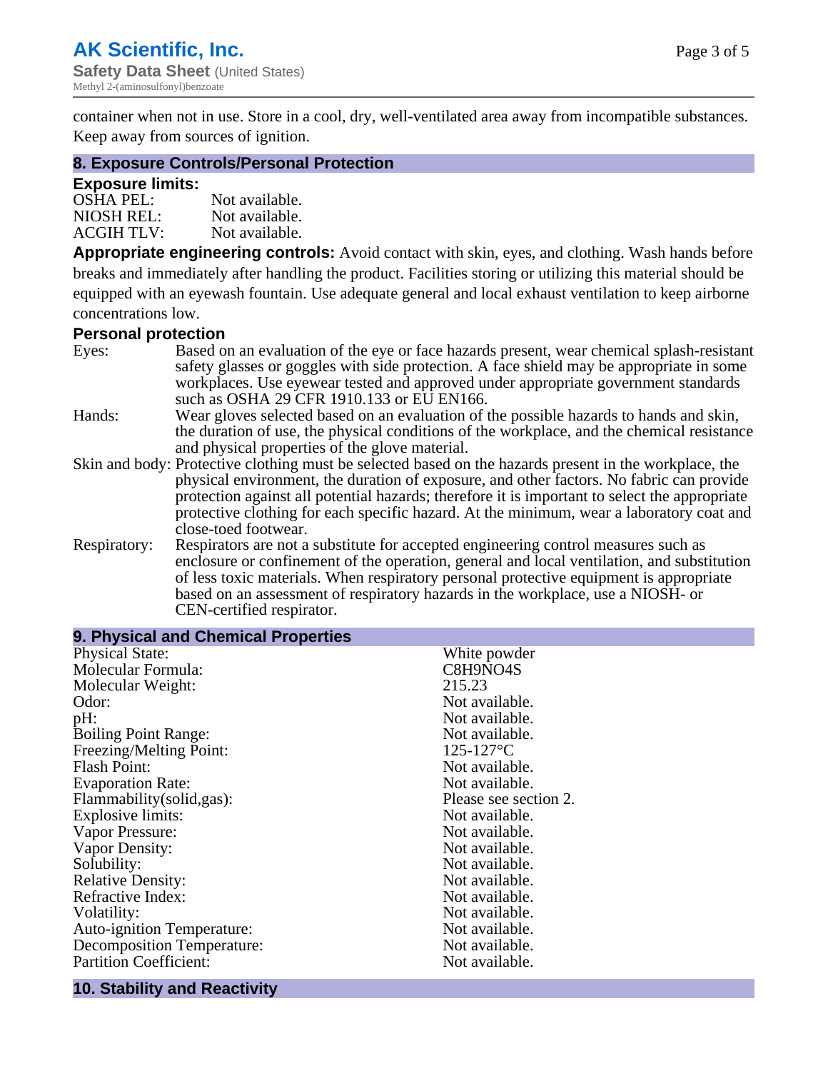container when not in use. Store in a cool, dry, well-ventilated area away from incompatible substances. Keep away from sources of ignition.

## 8. Exposure Controls/Personal Protection

### Exposure limits:

| | |
|---|---|
| OSHA PEL: | Not available. |
| NIOSH REL: | Not available. |
| ACGIH TLV: | Not available. |

**Appropriate engineering controls:** Avoid contact with skin, eyes, and clothing. Wash hands before breaks and immediately after handling the product. Facilities storing or utilizing this material should be equipped with an eyewash fountain. Use adequate general and local exhaust ventilation to keep airborne concentrations low.

### Personal protection

| | |
|---|---|
| Eyes: | Based on an evaluation of the eye or face hazards present, wear chemical splash-resistant safety glasses or goggles with side protection. A face shield may be appropriate in some workplaces. Use eyewear tested and approved under appropriate government standards such as OSHA 29 CFR 1910.133 or EU EN166. |
| Hands: | Wear gloves selected based on an evaluation of the possible hazards to hands and skin, the duration of use, the physical conditions of the workplace, and the chemical resistance and physical properties of the glove material. |
| Skin and body: | Protective clothing must be selected based on the hazards present in the workplace, the physical environment, the duration of exposure, and other factors. No fabric can provide protection against all potential hazards; therefore it is important to select the appropriate protective clothing for each specific hazard. At the minimum, wear a laboratory coat and close-toed footwear. |
| Respiratory: | Respirators are not a substitute for accepted engineering control measures such as enclosure or confinement of the operation, general and local ventilation, and substitution of less toxic materials. When respiratory personal protective equipment is appropriate based on an assessment of respiratory hazards in the workplace, use a NIOSH- or CEN-certified respirator. |

## 9. Physical and Chemical Properties

| | |
|---|---|
| Physical State: | White powder |
| Molecular Formula: | C8H9NO4S |
| Molecular Weight: | 215.23 |
| Odor: | Not available. |
| pH: | Not available. |
| Boiling Point Range: | Not available. |
| Freezing/Melting Point: | 125-127°C |
| Flash Point: | Not available. |
| Evaporation Rate: | Not available. |
| Flammability(solid,gas): | Please see section 2. |
| Explosive limits: | Not available. |
| Vapor Pressure: | Not available. |
| Vapor Density: | Not available. |
| Solubility: | Not available. |
| Relative Density: | Not available. |
| Refractive Index: | Not available. |
| Volatility: | Not available. |
| Auto-ignition Temperature: | Not available. |
| Decomposition Temperature: | Not available. |
| Partition Coefficient: | Not available. |

## 10. Stability and Reactivity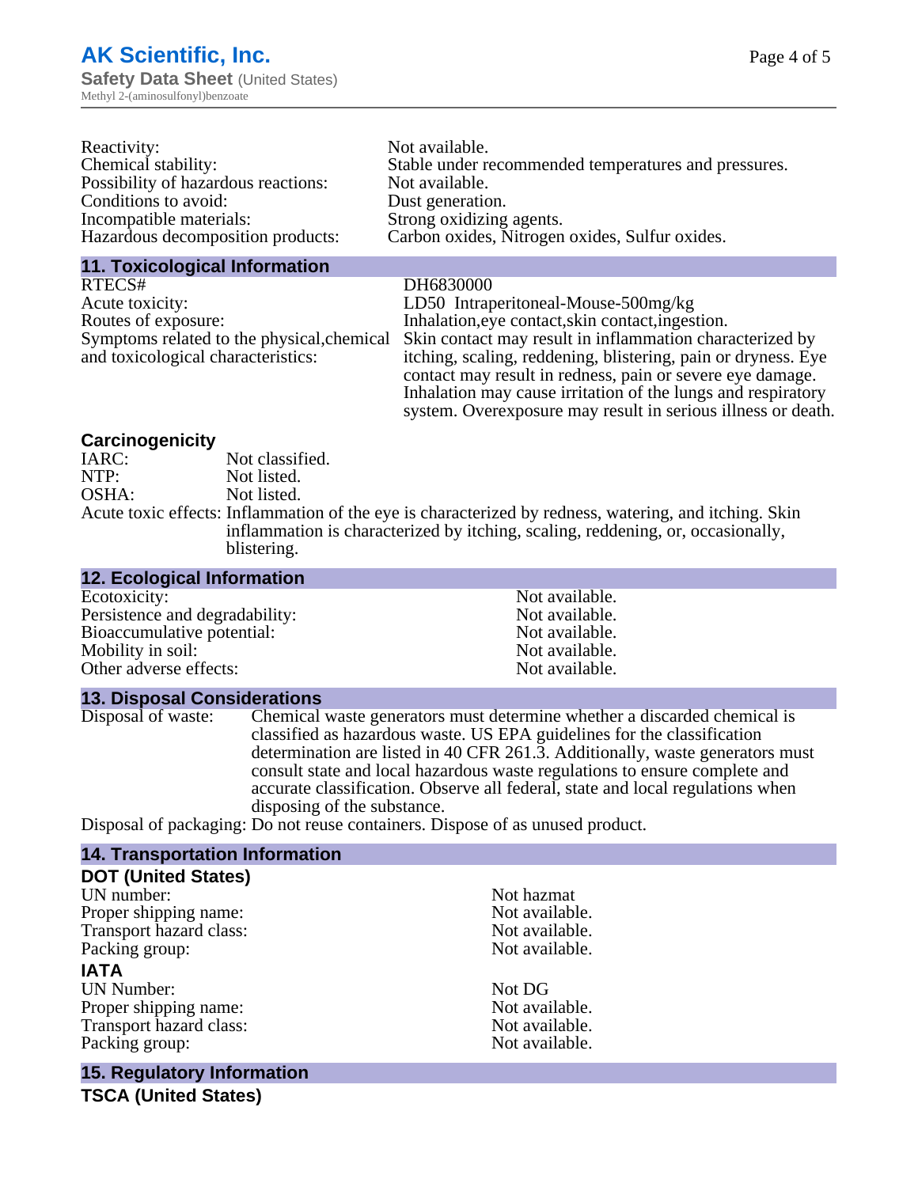| | |
|---|---|
| Reactivity: | Not available. |
| Chemical stability: | Stable under recommended temperatures and pressures. |
| Possibility of hazardous reactions: | Not available. |
| Conditions to avoid: | Dust generation. |
| Incompatible materials: | Strong oxidizing agents. |
| Hazardous decomposition products: | Carbon oxides, Nitrogen oxides, Sulfur oxides. |

## 11. Toxicological Information

| | |
|---|---|
| RTECS# | DH6830000 |
| Acute toxicity: | LD50 Intraperitoneal-Mouse-500mg/kg |
| Routes of exposure: | Inhalation,eye contact,skin contact,ingestion. |
| Symptoms related to the physical,chemical and toxicological characteristics: | Skin contact may result in inflammation characterized by itching, scaling, reddening, blistering, pain or dryness. Eye contact may result in redness, pain or severe eye damage. Inhalation may cause irritation of the lungs and respiratory system. Overexposure may result in serious illness or death. |

### Carcinogenicity

| | |
|---|---|
| IARC: | Not classified. |
| NTP: | Not listed. |
| OSHA: | Not listed. |
| Acute toxic effects: | Inflammation of the eye is characterized by redness, watering, and itching. Skin inflammation is characterized by itching, scaling, reddening, or, occasionally, blistering. |

## 12. Ecological Information

| | |
|---|---|
| Ecotoxicity: | Not available. |
| Persistence and degradability: | Not available. |
| Bioaccumulative potential: | Not available. |
| Mobility in soil: | Not available. |
| Other adverse effects: | Not available. |

## 13. Disposal Considerations

| | |
|---|---|
| Disposal of waste: | Chemical waste generators must determine whether a discarded chemical is classified as hazardous waste. US EPA guidelines for the classification determination are listed in 40 CFR 261.3. Additionally, waste generators must consult state and local hazardous waste regulations to ensure complete and accurate classification. Observe all federal, state and local regulations when disposing of the substance. |
| Disposal of packaging: | Do not reuse containers. Dispose of as unused product. |

## 14. Transportation Information

### DOT (United States)

| | |
|---|---|
| UN number: | Not hazmat |
| Proper shipping name: | Not available. |
| Transport hazard class: | Not available. |
| Packing group: | Not available. |

### IATA

| | |
|---|---|
| UN Number: | Not DG |
| Proper shipping name: | Not available. |
| Transport hazard class: | Not available. |
| Packing group: | Not available. |

## 15. Regulatory Information

### TSCA (United States)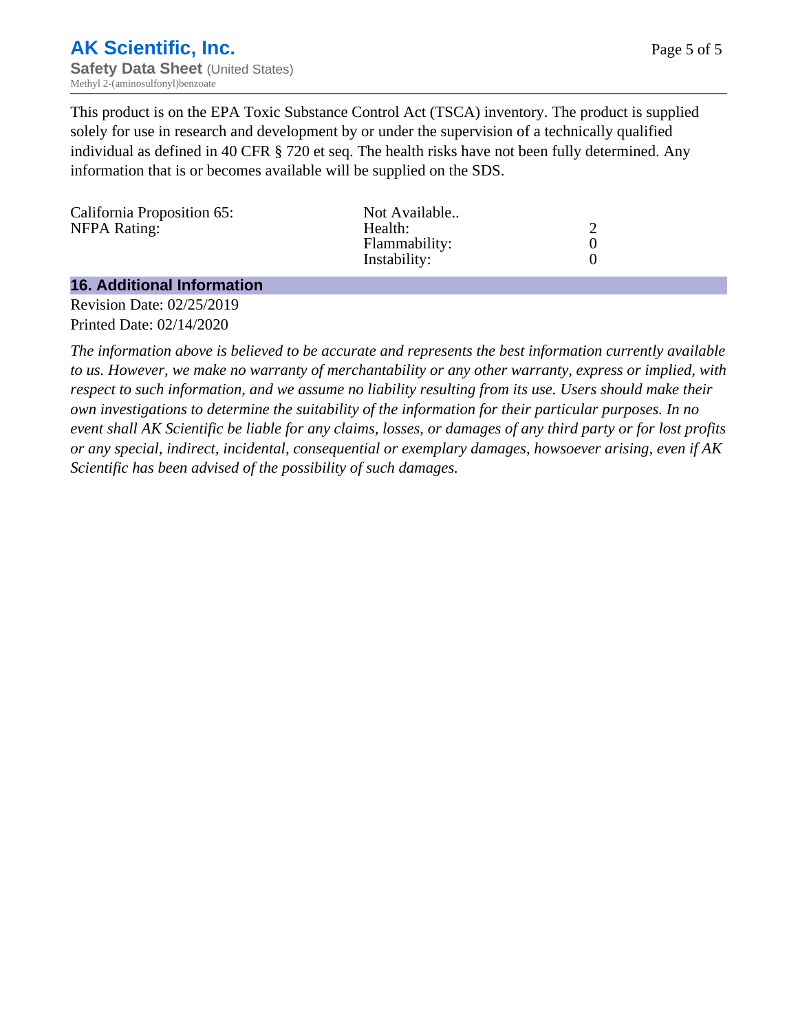This product is on the EPA Toxic Substance Control Act (TSCA) inventory. The product is supplied solely for use in research and development by or under the supervision of a technically qualified individual as defined in 40 CFR § 720 et seq. The health risks have not been fully determined. Any information that is or becomes available will be supplied on the SDS.

| | | |
|---|---|---|
| California Proposition 65: | Not Available.. | |
| NFPA Rating: | Health: | 2 |
| | Flammability: | 0 |
| | Instability: | 0 |

## 16. Additional Information

Revision Date: 02/25/2019

Printed Date: 02/14/2020

*The information above is believed to be accurate and represents the best information currently available to us. However, we make no warranty of merchantability or any other warranty, express or implied, with respect to such information, and we assume no liability resulting from its use. Users should make their own investigations to determine the suitability of the information for their particular purposes. In no event shall AK Scientific be liable for any claims, losses, or damages of any third party or for lost profits or any special, indirect, incidental, consequential or exemplary damages, howsoever arising, even if AK Scientific has been advised of the possibility of such damages.*